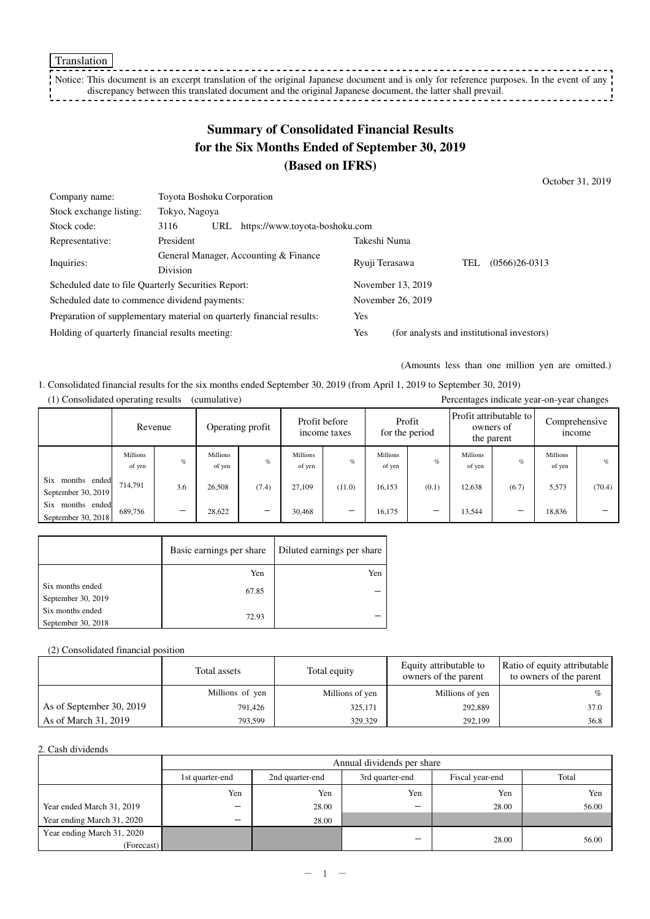Translation

Notice: This document is an excerpt translation of the original Japanese document and is only for reference purposes. In the event of any discrepancy between this translated document and the original Japanese document, the latter shall prevail.

# Summary of Consolidated Financial Results for the Six Months Ended of September 30, 2019 (Based on IFRS)

October 31, 2019

| | | | |
|---|---|---|---|
| Company name: | Toyota Boshoku Corporation | | |
| Stock exchange listing: | Tokyo, Nagoya | | |
| Stock code: | 3116 URL https://www.toyota-boshoku.com | | |
| Representative: | President | Takeshi Numa | |
| Inquiries: | General Manager, Accounting & Finance Division | Ryuji Terasawa | TEL (0566)26-0313 |
| Scheduled date to file Quarterly Securities Report: | | November 13, 2019 | |
| Scheduled date to commence dividend payments: | | November 26, 2019 | |
| Preparation of supplementary material on quarterly financial results: | | Yes | |
| Holding of quarterly financial results meeting: | | Yes | (for analysts and institutional investors) |

(Amounts less than one million yen are omitted.)

1. Consolidated financial results for the six months ended September 30, 2019 (from April 1, 2019 to September 30, 2019)

(1) Consolidated operating results (cumulative)

Percentages indicate year-on-year changes

| | Revenue | | Operating profit | | Profit before income taxes | | Profit for the period | | Profit attributable to owners of the parent | | Comprehensive income | |
|---|---|---|---|---|---|---|---|---|---|---|---|---|
| | Millions of yen | % | Millions of yen | % | Millions of yen | % | Millions of yen | % | Millions of yen | % | Millions of yen | % |
| Six months ended September 30, 2019 | 714,791 | 3.6 | 26,508 | (7.4) | 27,109 | (11.0) | 16,153 | (0.1) | 12,638 | (6.7) | 5,573 | (70.4) |
| Six months ended September 30, 2018 | 689,756 | － | 28,622 | － | 30,468 | － | 16,175 | － | 13,544 | － | 18,836 | － |

| | Basic earnings per share | Diluted earnings per share |
|---|---|---|
| | Yen | Yen |
| Six months ended September 30, 2019 | 67.85 | － |
| Six months ended September 30, 2018 | 72.93 | － |

(2) Consolidated financial position

| | Total assets | Total equity | Equity attributable to owners of the parent | Ratio of equity attributable to owners of the parent |
|---|---|---|---|---|
| | Millions of yen | Millions of yen | Millions of yen | % |
| As of September 30, 2019 | 791,426 | 325,171 | 292,889 | 37.0 |
| As of March 31, 2019 | 793,599 | 329,329 | 292,199 | 36.8 |

2. Cash dividends

| | Annual dividends per share | | | | |
|---|---|---|---|---|---|
| | 1st quarter-end | 2nd quarter-end | 3rd quarter-end | Fiscal year-end | Total |
| | Yen | Yen | Yen | Yen | Yen |
| Year ended March 31, 2019 | － | 28.00 | － | 28.00 | 56.00 |
| Year ending March 31, 2020 | － | 28.00 | | | |
| Year ending March 31, 2020 (Forecast) | | | － | 28.00 | 56.00 |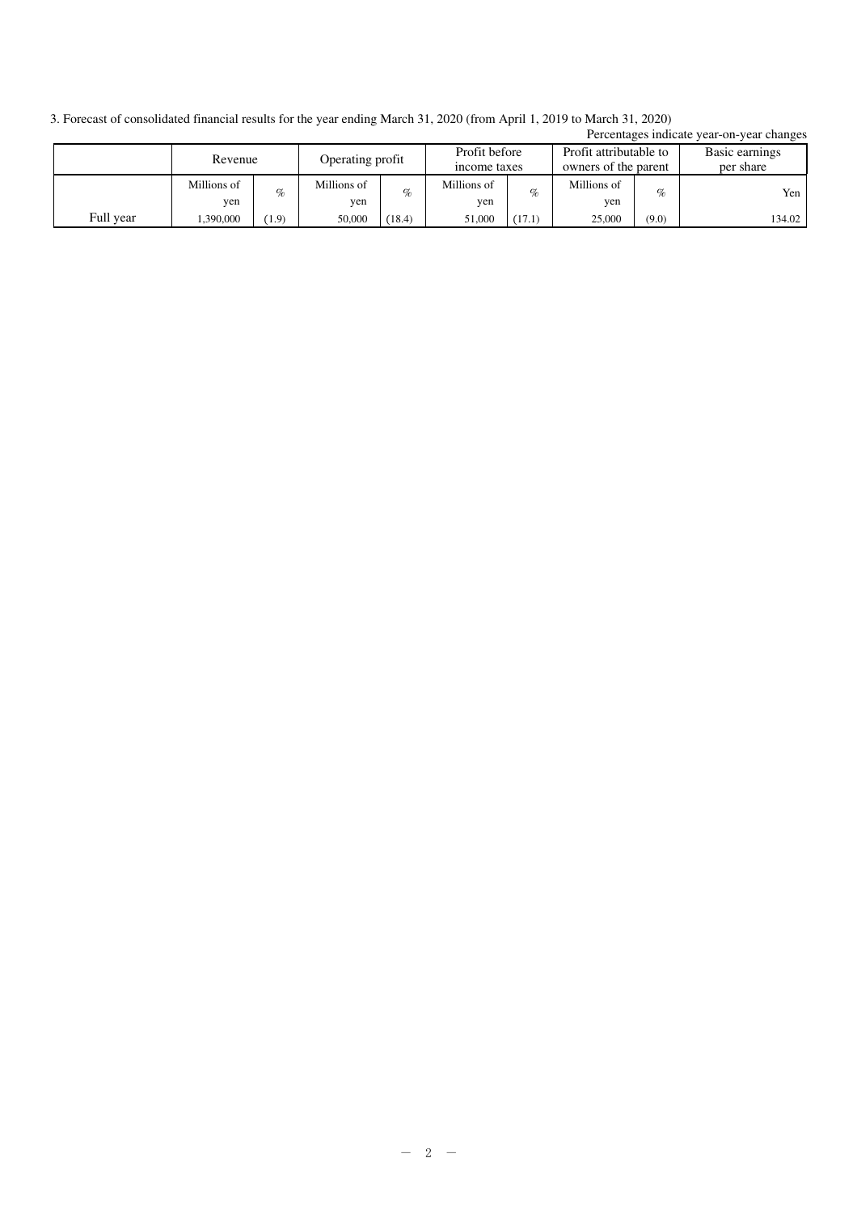3. Forecast of consolidated financial results for the year ending March 31, 2020 (from April 1, 2019 to March 31, 2020)

Percentages indicate year-on-year changes

| | Revenue | | Operating profit | | Profit before income taxes | | Profit attributable to owners of the parent | | Basic earnings per share |
|---|---|---|---|---|---|---|---|---|---|
| | Millions of yen | % | Millions of yen | % | Millions of yen | % | Millions of yen | % | Yen |
| Full year | 1,390,000 | (1.9) | 50,000 | (18.4) | 51,000 | (17.1) | 25,000 | (9.0) | 134.02 |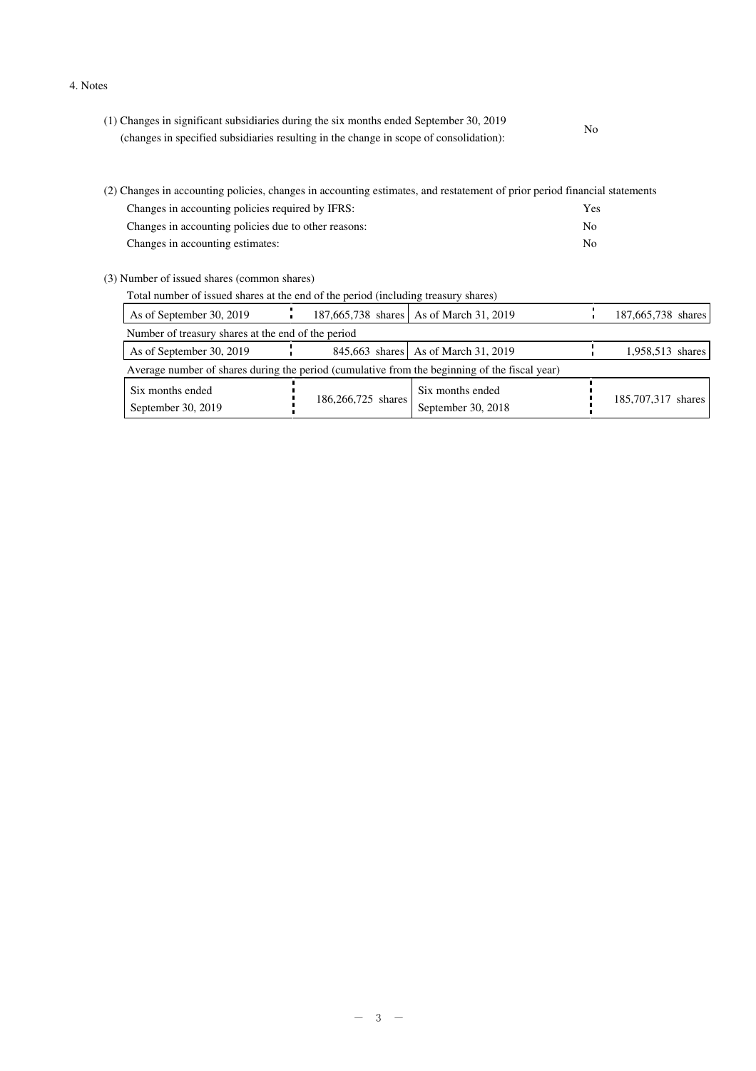4. Notes

(1) Changes in significant subsidiaries during the six months ended September 30, 2019 (changes in specified subsidiaries resulting in the change in scope of consolidation): No

(2) Changes in accounting policies, changes in accounting estimates, and restatement of prior period financial statements

| | |
|---|---|
| Changes in accounting policies required by IFRS: | Yes |
| Changes in accounting policies due to other reasons: | No |
| Changes in accounting estimates: | No |

(3) Number of issued shares (common shares)

Total number of issued shares at the end of the period (including treasury shares)

| | | | |
|---|---|---|---|
| As of September 30, 2019 | 187,665,738 shares | As of March 31, 2019 | 187,665,738 shares |

Number of treasury shares at the end of the period

| | | | |
|---|---|---|---|
| As of September 30, 2019 | 845,663 shares | As of March 31, 2019 | 1,958,513 shares |

Average number of shares during the period (cumulative from the beginning of the fiscal year)

| | | | |
|---|---|---|---|
| Six months ended September 30, 2019 | 186,266,725 shares | Six months ended September 30, 2018 | 185,707,317 shares |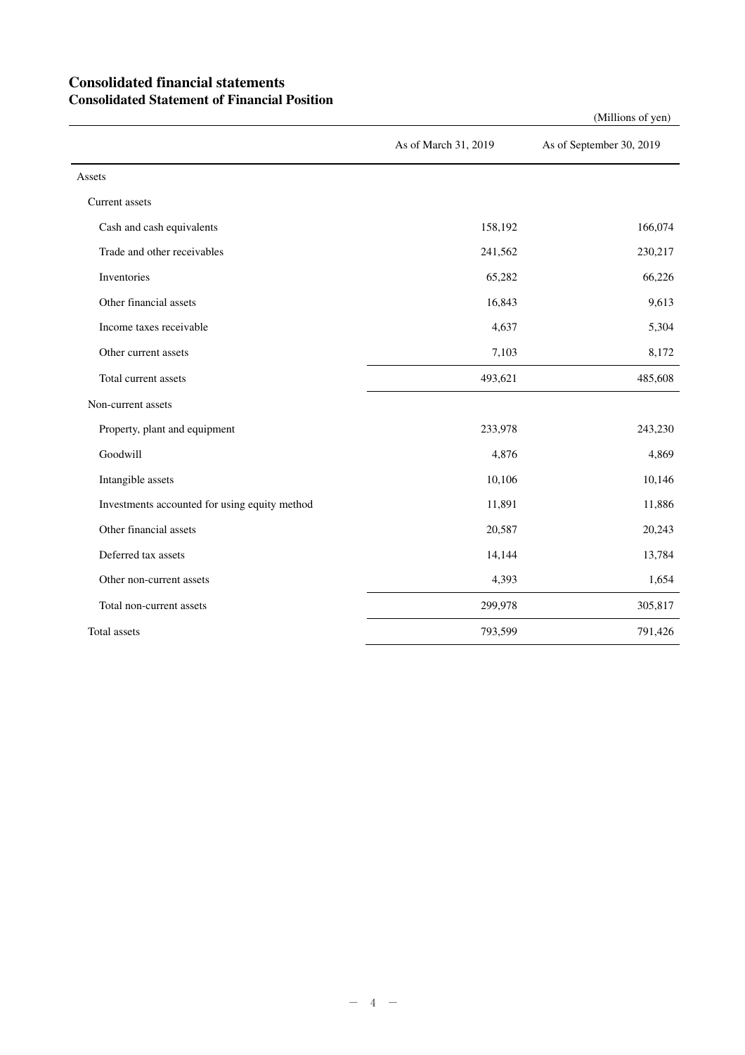# Consolidated financial statements
## Consolidated Statement of Financial Position

(Millions of yen)

| | As of March 31, 2019 | As of September 30, 2019 |
|---|---|---|
| Assets | | |
| Current assets | | |
| Cash and cash equivalents | 158,192 | 166,074 |
| Trade and other receivables | 241,562 | 230,217 |
| Inventories | 65,282 | 66,226 |
| Other financial assets | 16,843 | 9,613 |
| Income taxes receivable | 4,637 | 5,304 |
| Other current assets | 7,103 | 8,172 |
| Total current assets | 493,621 | 485,608 |
| Non-current assets | | |
| Property, plant and equipment | 233,978 | 243,230 |
| Goodwill | 4,876 | 4,869 |
| Intangible assets | 10,106 | 10,146 |
| Investments accounted for using equity method | 11,891 | 11,886 |
| Other financial assets | 20,587 | 20,243 |
| Deferred tax assets | 14,144 | 13,784 |
| Other non-current assets | 4,393 | 1,654 |
| Total non-current assets | 299,978 | 305,817 |
| Total assets | 793,599 | 791,426 |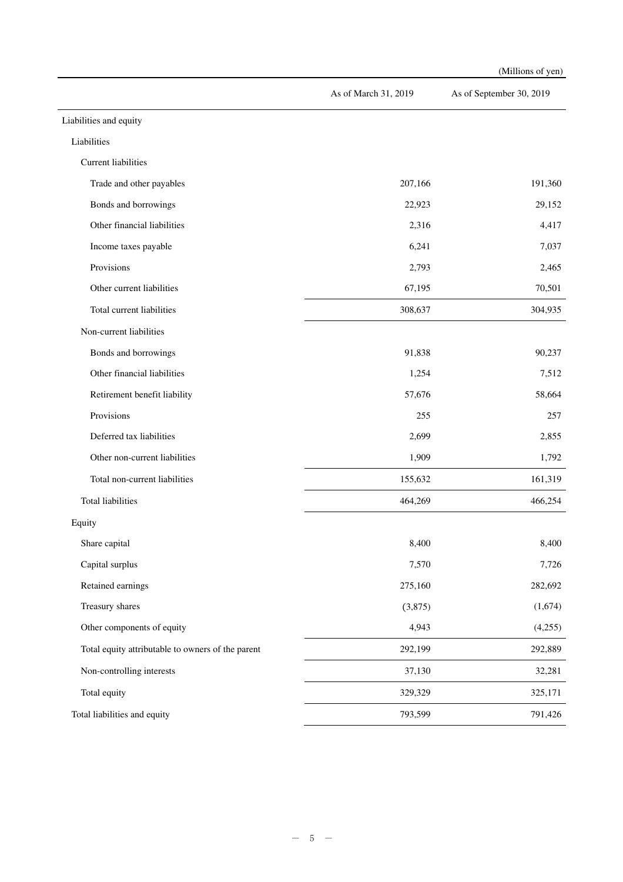(Millions of yen)

| | As of March 31, 2019 | As of September 30, 2019 |
|---|---|---|
| Liabilities and equity | | |
| Liabilities | | |
| Current liabilities | | |
| Trade and other payables | 207,166 | 191,360 |
| Bonds and borrowings | 22,923 | 29,152 |
| Other financial liabilities | 2,316 | 4,417 |
| Income taxes payable | 6,241 | 7,037 |
| Provisions | 2,793 | 2,465 |
| Other current liabilities | 67,195 | 70,501 |
| Total current liabilities | 308,637 | 304,935 |
| Non-current liabilities | | |
| Bonds and borrowings | 91,838 | 90,237 |
| Other financial liabilities | 1,254 | 7,512 |
| Retirement benefit liability | 57,676 | 58,664 |
| Provisions | 255 | 257 |
| Deferred tax liabilities | 2,699 | 2,855 |
| Other non-current liabilities | 1,909 | 1,792 |
| Total non-current liabilities | 155,632 | 161,319 |
| Total liabilities | 464,269 | 466,254 |
| Equity | | |
| Share capital | 8,400 | 8,400 |
| Capital surplus | 7,570 | 7,726 |
| Retained earnings | 275,160 | 282,692 |
| Treasury shares | (3,875) | (1,674) |
| Other components of equity | 4,943 | (4,255) |
| Total equity attributable to owners of the parent | 292,199 | 292,889 |
| Non-controlling interests | 37,130 | 32,281 |
| Total equity | 329,329 | 325,171 |
| Total liabilities and equity | 793,599 | 791,426 |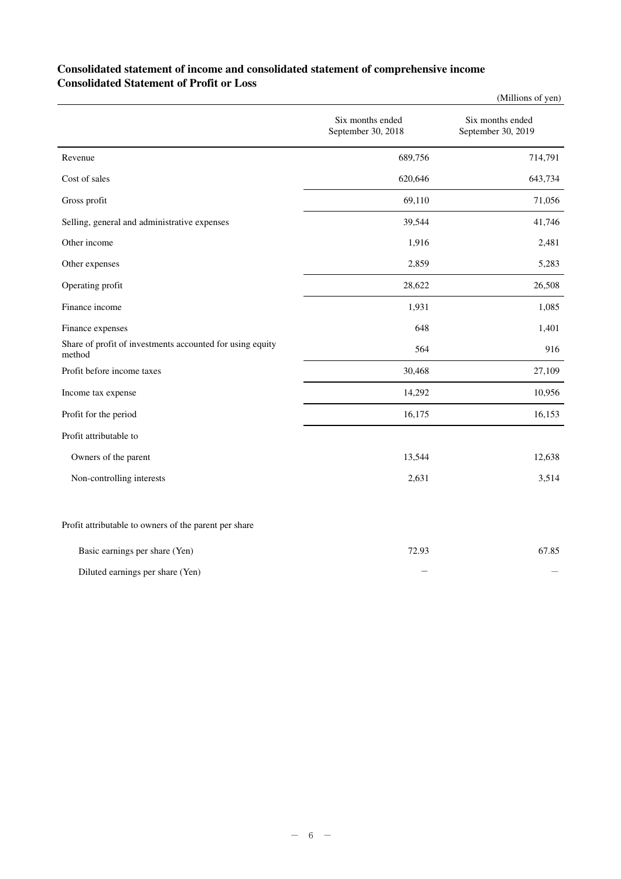## Consolidated statement of income and consolidated statement of comprehensive income

## Consolidated Statement of Profit or Loss

(Millions of yen)

| | Six months ended September 30, 2018 | Six months ended September 30, 2019 |
|---|---|---|
| Revenue | 689,756 | 714,791 |
| Cost of sales | 620,646 | 643,734 |
| Gross profit | 69,110 | 71,056 |
| Selling, general and administrative expenses | 39,544 | 41,746 |
| Other income | 1,916 | 2,481 |
| Other expenses | 2,859 | 5,283 |
| Operating profit | 28,622 | 26,508 |
| Finance income | 1,931 | 1,085 |
| Finance expenses | 648 | 1,401 |
| Share of profit of investments accounted for using equity method | 564 | 916 |
| Profit before income taxes | 30,468 | 27,109 |
| Income tax expense | 14,292 | 10,956 |
| Profit for the period | 16,175 | 16,153 |
| Profit attributable to | | |
| Owners of the parent | 13,544 | 12,638 |
| Non-controlling interests | 2,631 | 3,514 |
| | | |
| Profit attributable to owners of the parent per share | | |
| Basic earnings per share (Yen) | 72.93 | 67.85 |
| Diluted earnings per share (Yen) | — | — |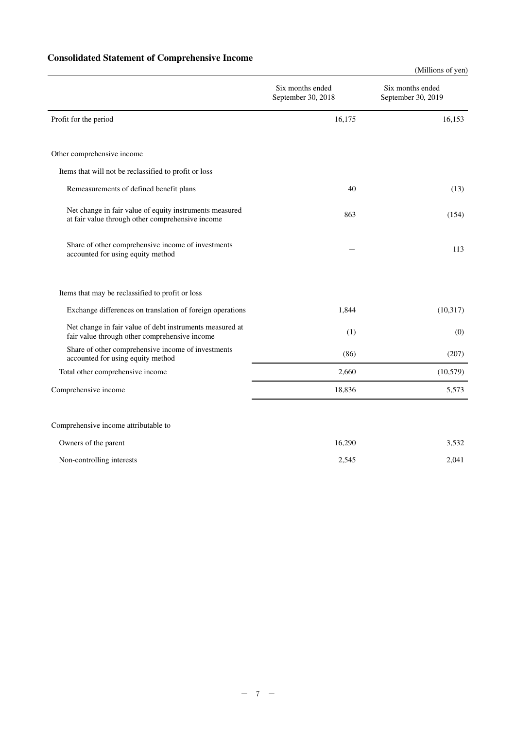## Consolidated Statement of Comprehensive Income

(Millions of yen)

| | Six months ended September 30, 2018 | Six months ended September 30, 2019 |
|---|---|---|
| Profit for the period | 16,175 | 16,153 |
| Other comprehensive income | | |
| Items that will not be reclassified to profit or loss | | |
| Remeasurements of defined benefit plans | 40 | (13) |
| Net change in fair value of equity instruments measured at fair value through other comprehensive income | 863 | (154) |
| Share of other comprehensive income of investments accounted for using equity method | — | 113 |
| Items that may be reclassified to profit or loss | | |
| Exchange differences on translation of foreign operations | 1,844 | (10,317) |
| Net change in fair value of debt instruments measured at fair value through other comprehensive income | (1) | (0) |
| Share of other comprehensive income of investments accounted for using equity method | (86) | (207) |
| Total other comprehensive income | 2,660 | (10,579) |
| Comprehensive income | 18,836 | 5,573 |
| Comprehensive income attributable to | | |
| Owners of the parent | 16,290 | 3,532 |
| Non-controlling interests | 2,545 | 2,041 |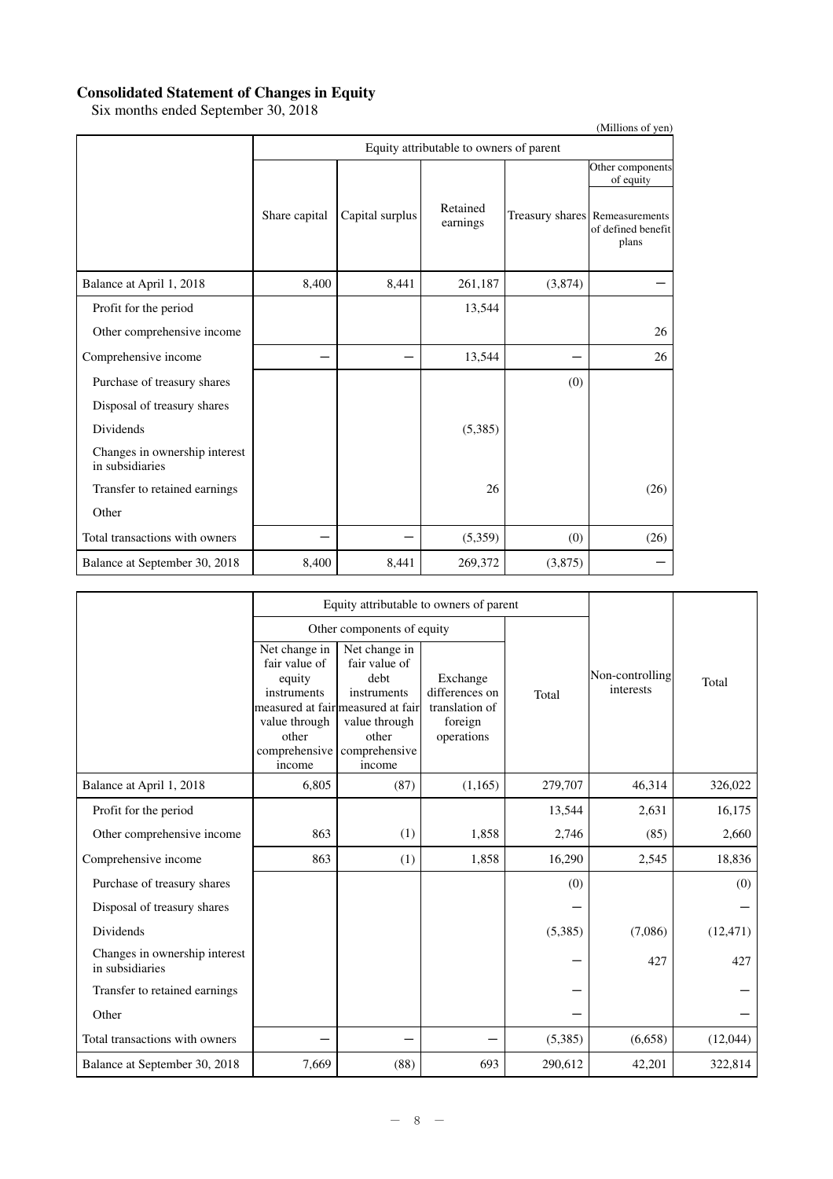## Consolidated Statement of Changes in Equity

Six months ended September 30, 2018

(Millions of yen)

| | Equity attributable to owners of parent | | | | |
|---|---|---|---|---|---|
| | | | | | Other components of equity |
| | Share capital | Capital surplus | Retained earnings | Treasury shares | Remeasurements of defined benefit plans |
| Balance at April 1, 2018 | 8,400 | 8,441 | 261,187 | (3,874) | − |
| Profit for the period | | | 13,544 | | |
| Other comprehensive income | | | | | 26 |
| Comprehensive income | − | − | 13,544 | − | 26 |
| Purchase of treasury shares | | | | (0) | |
| Disposal of treasury shares | | | | | |
| Dividends | | | (5,385) | | |
| Changes in ownership interest in subsidiaries | | | | | |
| Transfer to retained earnings | | | 26 | | (26) |
| Other | | | | | |
| Total transactions with owners | − | − | (5,359) | (0) | (26) |
| Balance at September 30, 2018 | 8,400 | 8,441 | 269,372 | (3,875) | − |

| | Equity attributable to owners of parent | | | | | |
|---|---|---|---|---|---|---|
| | Other components of equity | | | | | |
| | Net change in fair value of equity instruments measured at fair value through other comprehensive income | Net change in fair value of debt instruments measured at fair value through other comprehensive income | Exchange differences on translation of foreign operations | Total | Non-controlling interests | Total |
| Balance at April 1, 2018 | 6,805 | (87) | (1,165) | 279,707 | 46,314 | 326,022 |
| Profit for the period | | | | 13,544 | 2,631 | 16,175 |
| Other comprehensive income | 863 | (1) | 1,858 | 2,746 | (85) | 2,660 |
| Comprehensive income | 863 | (1) | 1,858 | 16,290 | 2,545 | 18,836 |
| Purchase of treasury shares | | | | (0) | | (0) |
| Disposal of treasury shares | | | | − | | − |
| Dividends | | | | (5,385) | (7,086) | (12,471) |
| Changes in ownership interest in subsidiaries | | | | − | 427 | 427 |
| Transfer to retained earnings | | | | − | | − |
| Other | | | | − | | − |
| Total transactions with owners | − | − | − | (5,385) | (6,658) | (12,044) |
| Balance at September 30, 2018 | 7,669 | (88) | 693 | 290,612 | 42,201 | 322,814 |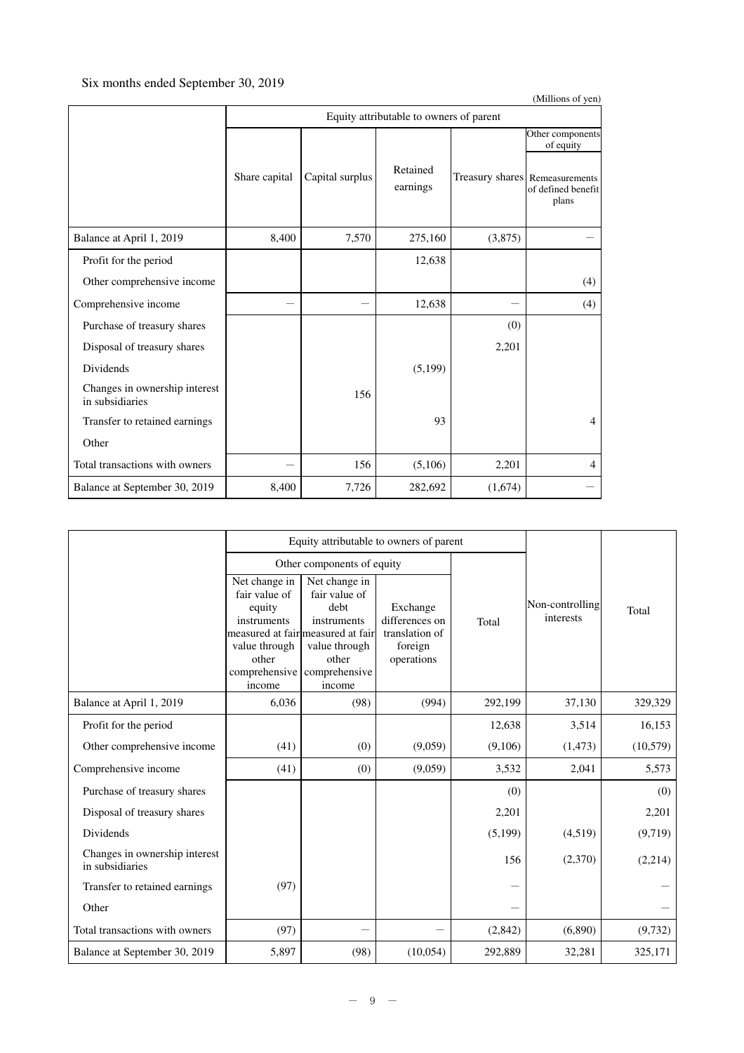Six months ended September 30, 2019

(Millions of yen)

| | Equity attributable to owners of parent | | | | |
|---|---|---|---|---|---|
| | | | | | Other components of equity |
| | Share capital | Capital surplus | Retained earnings | Treasury shares | Remeasurements of defined benefit plans |
| Balance at April 1, 2019 | 8,400 | 7,570 | 275,160 | (3,875) | － |
| Profit for the period | | | 12,638 | | |
| Other comprehensive income | | | | | (4) |
| Comprehensive income | － | － | 12,638 | － | (4) |
| Purchase of treasury shares | | | | (0) | |
| Disposal of treasury shares | | | | 2,201 | |
| Dividends | | | (5,199) | | |
| Changes in ownership interest in subsidiaries | | 156 | | | |
| Transfer to retained earnings | | | 93 | | 4 |
| Other | | | | | |
| Total transactions with owners | － | 156 | (5,106) | 2,201 | 4 |
| Balance at September 30, 2019 | 8,400 | 7,726 | 282,692 | (1,674) | － |

| | Equity attributable to owners of parent | | | | Non-controlling interests | Total |
|---|---|---|---|---|---|---|
| | Other components of equity | | | | | |
| | Net change in fair value of equity instruments measured at fair value through other comprehensive income | Net change in fair value of debt instruments measured at fair value through other comprehensive income | Exchange differences on translation of foreign operations | Total | | |
| Balance at April 1, 2019 | 6,036 | (98) | (994) | 292,199 | 37,130 | 329,329 |
| Profit for the period | | | | 12,638 | 3,514 | 16,153 |
| Other comprehensive income | (41) | (0) | (9,059) | (9,106) | (1,473) | (10,579) |
| Comprehensive income | (41) | (0) | (9,059) | 3,532 | 2,041 | 5,573 |
| Purchase of treasury shares | | | | (0) | | (0) |
| Disposal of treasury shares | | | | 2,201 | | 2,201 |
| Dividends | | | | (5,199) | (4,519) | (9,719) |
| Changes in ownership interest in subsidiaries | | | | 156 | (2,370) | (2,214) |
| Transfer to retained earnings | (97) | | | － | | － |
| Other | | | | － | | － |
| Total transactions with owners | (97) | － | － | (2,842) | (6,890) | (9,732) |
| Balance at September 30, 2019 | 5,897 | (98) | (10,054) | 292,889 | 32,281 | 325,171 |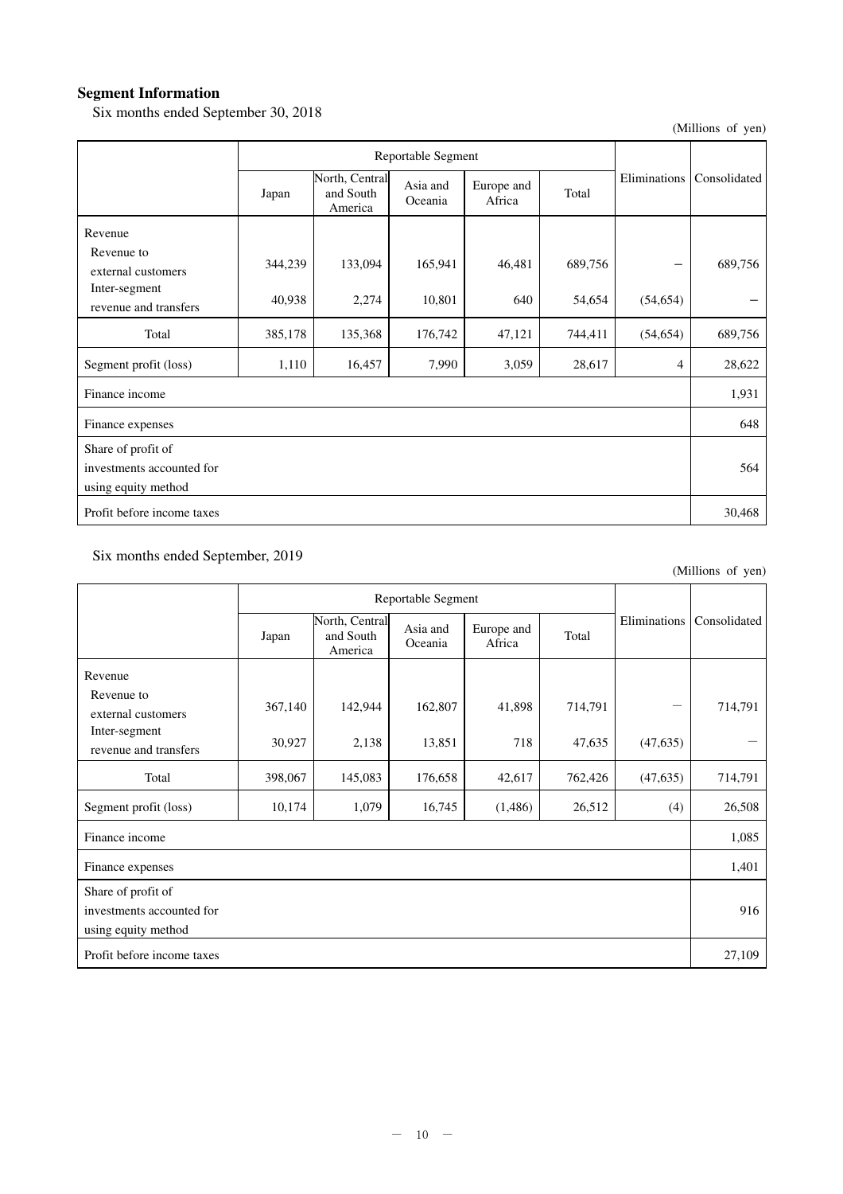## Segment Information

Six months ended September 30, 2018

(Millions of yen)

| | Reportable Segment | | | | | Eliminations | Consolidated |
|---|---|---|---|---|---|---|---|
| | Japan | North, Central and South America | Asia and Oceania | Europe and Africa | Total | | |
| Revenue | | | | | | | |
| Revenue to external customers | 344,239 | 133,094 | 165,941 | 46,481 | 689,756 | − | 689,756 |
| Inter-segment revenue and transfers | 40,938 | 2,274 | 10,801 | 640 | 54,654 | (54,654) | − |
| Total | 385,178 | 135,368 | 176,742 | 47,121 | 744,411 | (54,654) | 689,756 |
| Segment profit (loss) | 1,110 | 16,457 | 7,990 | 3,059 | 28,617 | 4 | 28,622 |
| Finance income | | | | | | | 1,931 |
| Finance expenses | | | | | | | 648 |
| Share of profit of investments accounted for using equity method | | | | | | | 564 |
| Profit before income taxes | | | | | | | 30,468 |

Six months ended September, 2019

(Millions of yen)

| | Reportable Segment | | | | | Eliminations | Consolidated |
|---|---|---|---|---|---|---|---|
| | Japan | North, Central and South America | Asia and Oceania | Europe and Africa | Total | | |
| Revenue | | | | | | | |
| Revenue to external customers | 367,140 | 142,944 | 162,807 | 41,898 | 714,791 | ― | 714,791 |
| Inter-segment revenue and transfers | 30,927 | 2,138 | 13,851 | 718 | 47,635 | (47,635) | ― |
| Total | 398,067 | 145,083 | 176,658 | 42,617 | 762,426 | (47,635) | 714,791 |
| Segment profit (loss) | 10,174 | 1,079 | 16,745 | (1,486) | 26,512 | (4) | 26,508 |
| Finance income | | | | | | | 1,085 |
| Finance expenses | | | | | | | 1,401 |
| Share of profit of investments accounted for using equity method | | | | | | | 916 |
| Profit before income taxes | | | | | | | 27,109 |